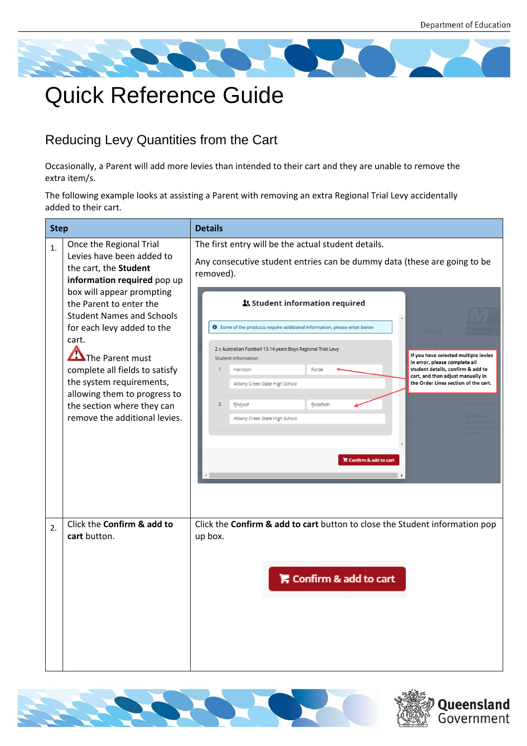# Quick Reference Guide

## Reducing Levy Quantities from the Cart

Occasionally, a Parent will add more levies than intended to their cart and they are unable to remove the extra item/s.

The following example looks at assisting a Parent with removing an extra Regional Trial Levy accidentally added to their cart.

| Step | | Details |
|---|---|---|
| 1. | Once the Regional Trial Levies have been added to the cart, the **Student information required** pop up box will appear prompting the Parent to enter the Student Names and Schools for each levy added to the cart.<br><br>⚠ The Parent must complete all fields to satisfy the system requirements, allowing them to progress to the section where they can remove the additional levies. | The first entry will be the actual student details.<br><br>Any consecutive student entries can be dummy data (these are going to be removed). |
| 2. | Click the **Confirm & add to cart** button. | Click the **Confirm & add to cart** button to close the Student information pop up box. |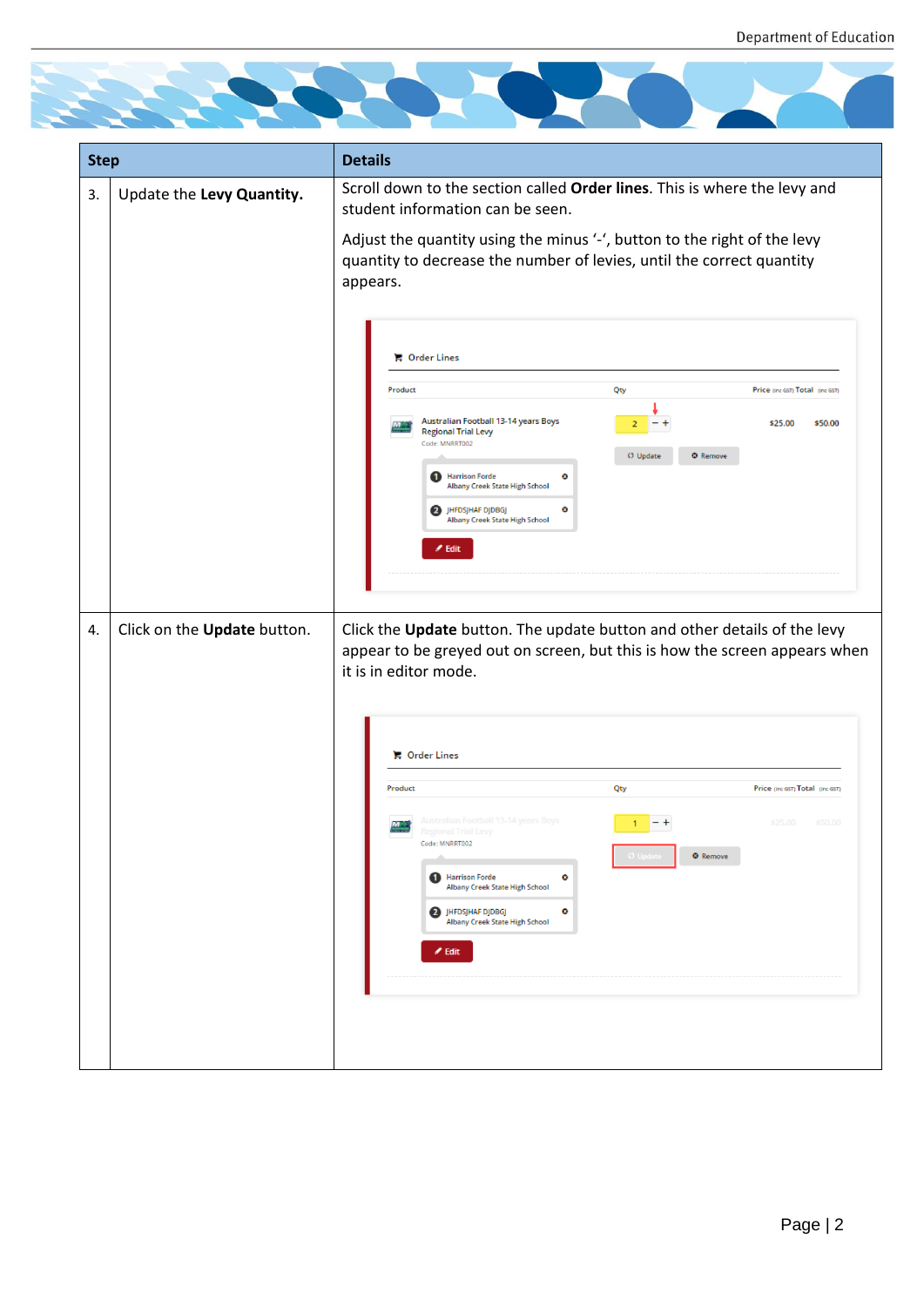| Step | | Details |
|---|---|---|
| 3. | Update the **Levy Quantity.** | Scroll down to the section called **Order lines**. This is where the levy and student information can be seen.<br><br>Adjust the quantity using the minus '-', button to the right of the levy quantity to decrease the number of levies, until the correct quantity appears. |
| 4. | Click on the **Update** button. | Click the **Update** button. The update button and other details of the levy appear to be greyed out on screen, but this is how the screen appears when it is in editor mode. |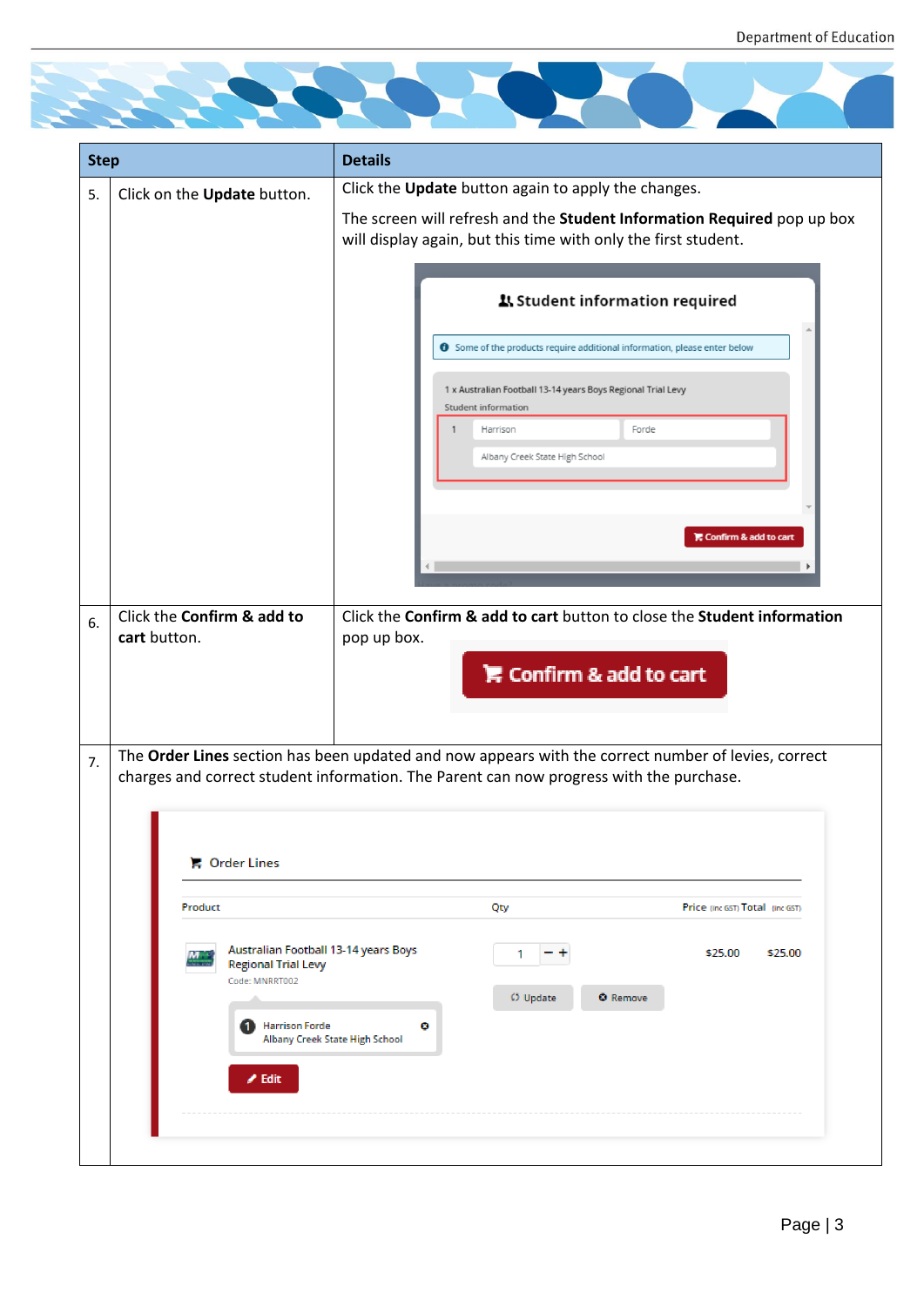| Step | | Details |
|---|---|---|
| 5. | Click on the **Update** button. | Click the **Update** button again to apply the changes.<br><br>The screen will refresh and the **Student Information Required** pop up box will display again, but this time with only the first student. |
| 6. | Click the **Confirm & add to cart** button. | Click the **Confirm & add to cart** button to close the **Student information** pop up box. |
| 7. | The **Order Lines** section has been updated and now appears with the correct number of levies, correct charges and correct student information. The Parent can now progress with the purchase. | |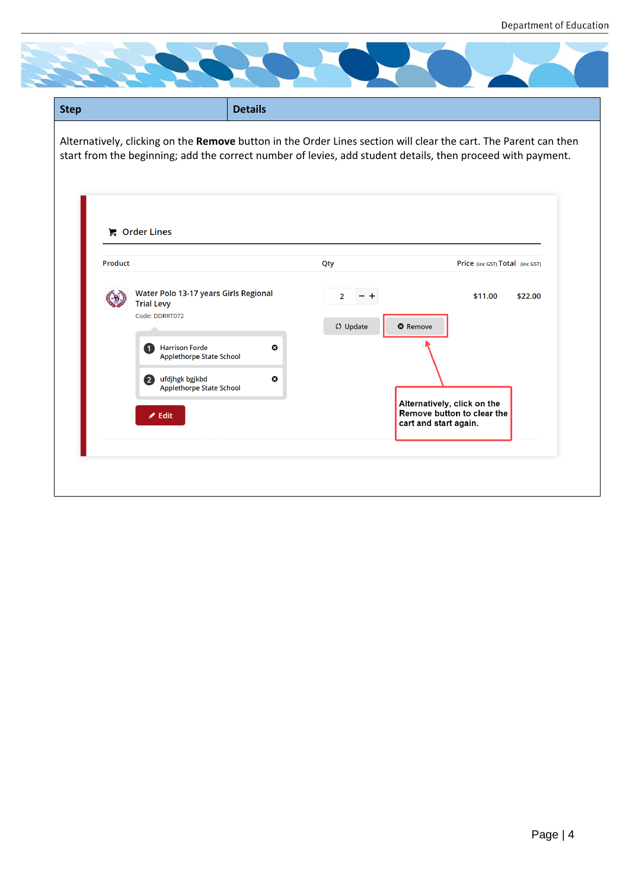| Step | Details |
| --- | --- |

Alternatively, clicking on the **Remove** button in the Order Lines section will clear the cart. The Parent can then start from the beginning; add the correct number of levies, add student details, then proceed with payment.

Order Lines

Product

Qty

Price (inc GST) Total (inc GST)

Water Polo 13-17 years Girls Regional Trial Levy

Code: DDRRT072

2

$11.00

$22.00

Update

Remove

1 Harrison Forde
Applethorpe State School

2 ufdjhgk bgjkbd
Applethorpe State School

Edit

Alternatively, click on the Remove button to clear the cart and start again.